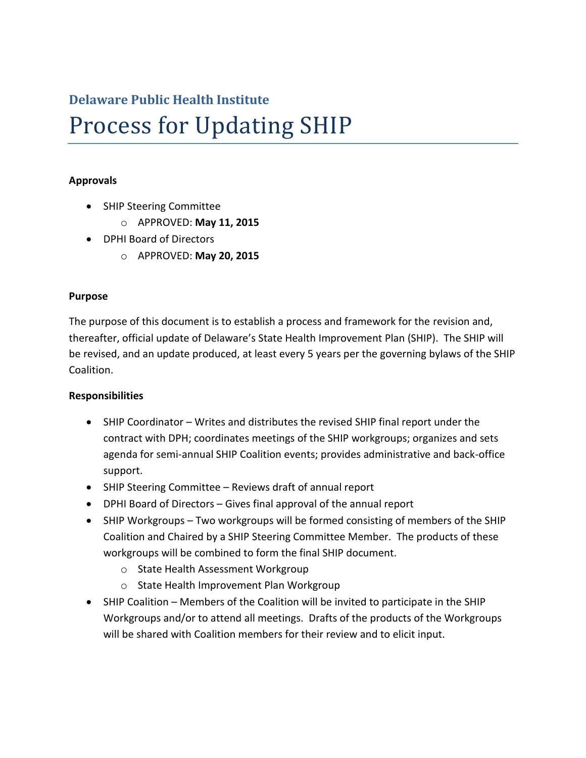**Delaware Public Health Institute**

# Process for Updating SHIP

**Approvals**

- SHIP Steering Committee
  - APPROVED: **May 11, 2015**
- DPHI Board of Directors
  - APPROVED: **May 20, 2015**

**Purpose**

The purpose of this document is to establish a process and framework for the revision and, thereafter, official update of Delaware's State Health Improvement Plan (SHIP). The SHIP will be revised, and an update produced, at least every 5 years per the governing bylaws of the SHIP Coalition.

**Responsibilities**

- SHIP Coordinator – Writes and distributes the revised SHIP final report under the contract with DPH; coordinates meetings of the SHIP workgroups; organizes and sets agenda for semi-annual SHIP Coalition events; provides administrative and back-office support.
- SHIP Steering Committee – Reviews draft of annual report
- DPHI Board of Directors – Gives final approval of the annual report
- SHIP Workgroups – Two workgroups will be formed consisting of members of the SHIP Coalition and Chaired by a SHIP Steering Committee Member. The products of these workgroups will be combined to form the final SHIP document.
  - State Health Assessment Workgroup
  - State Health Improvement Plan Workgroup
- SHIP Coalition – Members of the Coalition will be invited to participate in the SHIP Workgroups and/or to attend all meetings. Drafts of the products of the Workgroups will be shared with Coalition members for their review and to elicit input.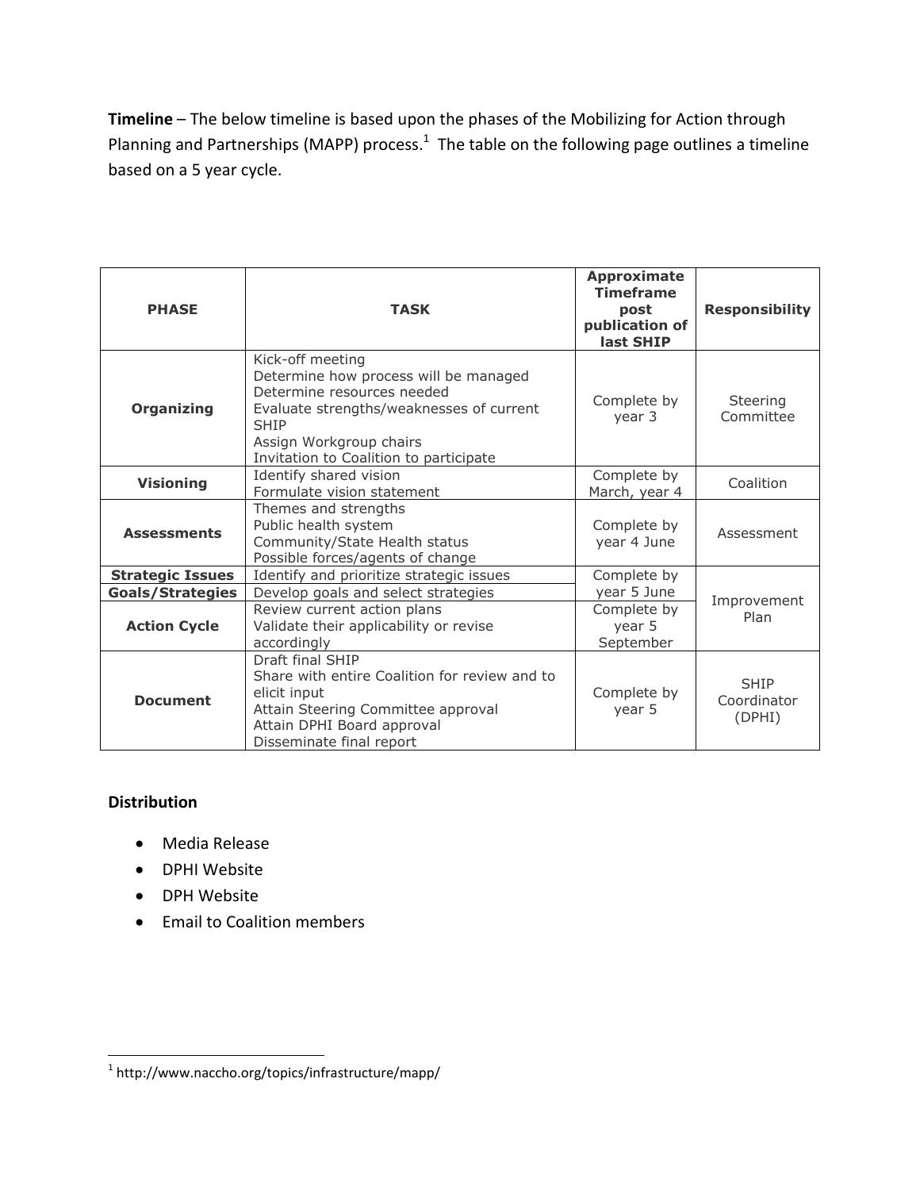**Timeline** – The below timeline is based upon the phases of the Mobilizing for Action through Planning and Partnerships (MAPP) process.[1] The table on the following page outlines a timeline based on a 5 year cycle.

| PHASE | TASK | Approximate Timeframe post publication of last SHIP | Responsibility |
|---|---|---|---|
| **Organizing** | Kick-off meeting<br>Determine how process will be managed<br>Determine resources needed<br>Evaluate strengths/weaknesses of current SHIP<br>Assign Workgroup chairs<br>Invitation to Coalition to participate | Complete by year 3 | Steering Committee |
| **Visioning** | Identify shared vision<br>Formulate vision statement | Complete by March, year 4 | Coalition |
| **Assessments** | Themes and strengths<br>Public health system<br>Community/State Health status<br>Possible forces/agents of change | Complete by year 4 June | Assessment |
| **Strategic Issues** | Identify and prioritize strategic issues | Complete by year 5 June | Improvement Plan |
| **Goals/Strategies** | Develop goals and select strategies | | |
| **Action Cycle** | Review current action plans<br>Validate their applicability or revise accordingly | Complete by year 5 September | |
| **Document** | Draft final SHIP<br>Share with entire Coalition for review and to elicit input<br>Attain Steering Committee approval<br>Attain DPHI Board approval<br>Disseminate final report | Complete by year 5 | SHIP Coordinator (DPHI) |

**Distribution**

- Media Release
- DPHI Website
- DPH Website
- Email to Coalition members

[1] http://www.naccho.org/topics/infrastructure/mapp/